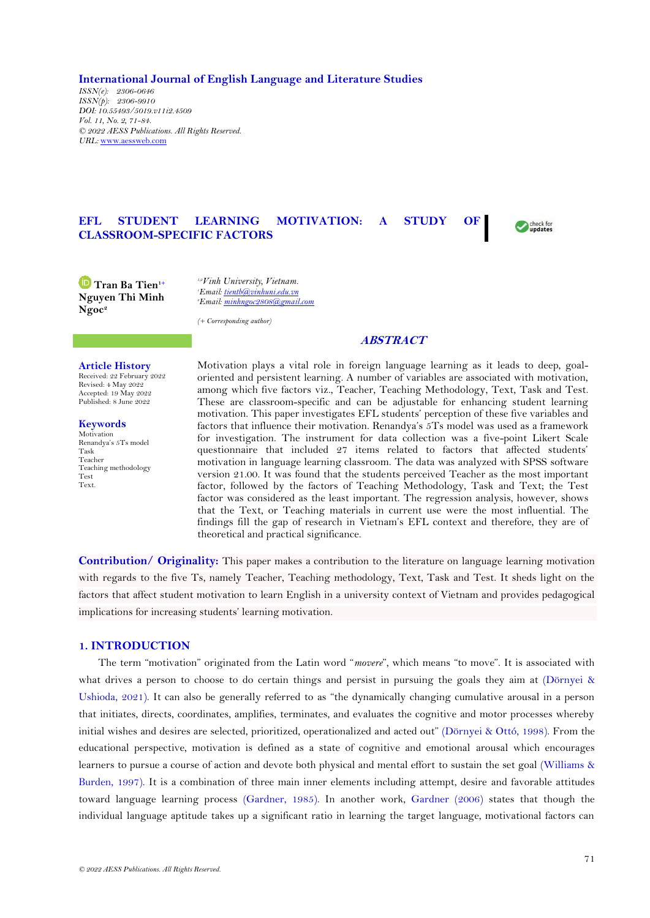**International Journal of English Language and Literature Studies**
*ISSN(e): 2306-0646*
*ISSN(p): 2306-9910*
*DOI: 10.55493/5019.v11i2.4509*
*Vol. 11, No. 2, 71-84.*
*© 2022 AESS Publications. All Rights Reserved.*
*URL: www.aessweb.com*

# EFL STUDENT LEARNING MOTIVATION: A STUDY OF CLASSROOM-SPECIFIC FACTORS

**Tran Ba Tien**[1+]
**Nguyen Thi Minh Ngoc**[2]

[1,2]*Vinh University, Vietnam.*
[1]*Email: tientb@vinhuni.edu.vn*
[2]*Email: minhngoc2808@gmail.com*

*(+ Corresponding author)*

## ABSTRACT

**Article History**
Received: 22 February 2022
Revised: 4 May 2022
Accepted: 19 May 2022
Published: 8 June 2022

**Keywords**
Motivation
Renandya's 5Ts model
Task
Teacher
Teaching methodology
Test
Text.

Motivation plays a vital role in foreign language learning as it leads to deep, goal-oriented and persistent learning. A number of variables are associated with motivation, among which five factors viz., Teacher, Teaching Methodology, Text, Task and Test. These are classroom-specific and can be adjustable for enhancing student learning motivation. This paper investigates EFL students' perception of these five variables and factors that influence their motivation. Renandya's 5Ts model was used as a framework for investigation. The instrument for data collection was a five-point Likert Scale questionnaire that included 27 items related to factors that affected students' motivation in language learning classroom. The data was analyzed with SPSS software version 21.00. It was found that the students perceived Teacher as the most important factor, followed by the factors of Teaching Methodology, Task and Text; the Test factor was considered as the least important. The regression analysis, however, shows that the Text, or Teaching materials in current use were the most influential. The findings fill the gap of research in Vietnam's EFL context and therefore, they are of theoretical and practical significance.

**Contribution/ Originality:** This paper makes a contribution to the literature on language learning motivation with regards to the five Ts, namely Teacher, Teaching methodology, Text, Task and Test. It sheds light on the factors that affect student motivation to learn English in a university context of Vietnam and provides pedagogical implications for increasing students' learning motivation.

## 1. INTRODUCTION

The term "motivation" originated from the Latin word "*movere*", which means "to move". It is associated with what drives a person to choose to do certain things and persist in pursuing the goals they aim at (Dörnyei & Ushioda, 2021). It can also be generally referred to as "the dynamically changing cumulative arousal in a person that initiates, directs, coordinates, amplifies, terminates, and evaluates the cognitive and motor processes whereby initial wishes and desires are selected, prioritized, operationalized and acted out" (Dörnyei & Ottó, 1998). From the educational perspective, motivation is defined as a state of cognitive and emotional arousal which encourages learners to pursue a course of action and devote both physical and mental effort to sustain the set goal (Williams & Burden, 1997). It is a combination of three main inner elements including attempt, desire and favorable attitudes toward language learning process (Gardner, 1985). In another work, Gardner (2006) states that though the individual language aptitude takes up a significant ratio in learning the target language, motivational factors can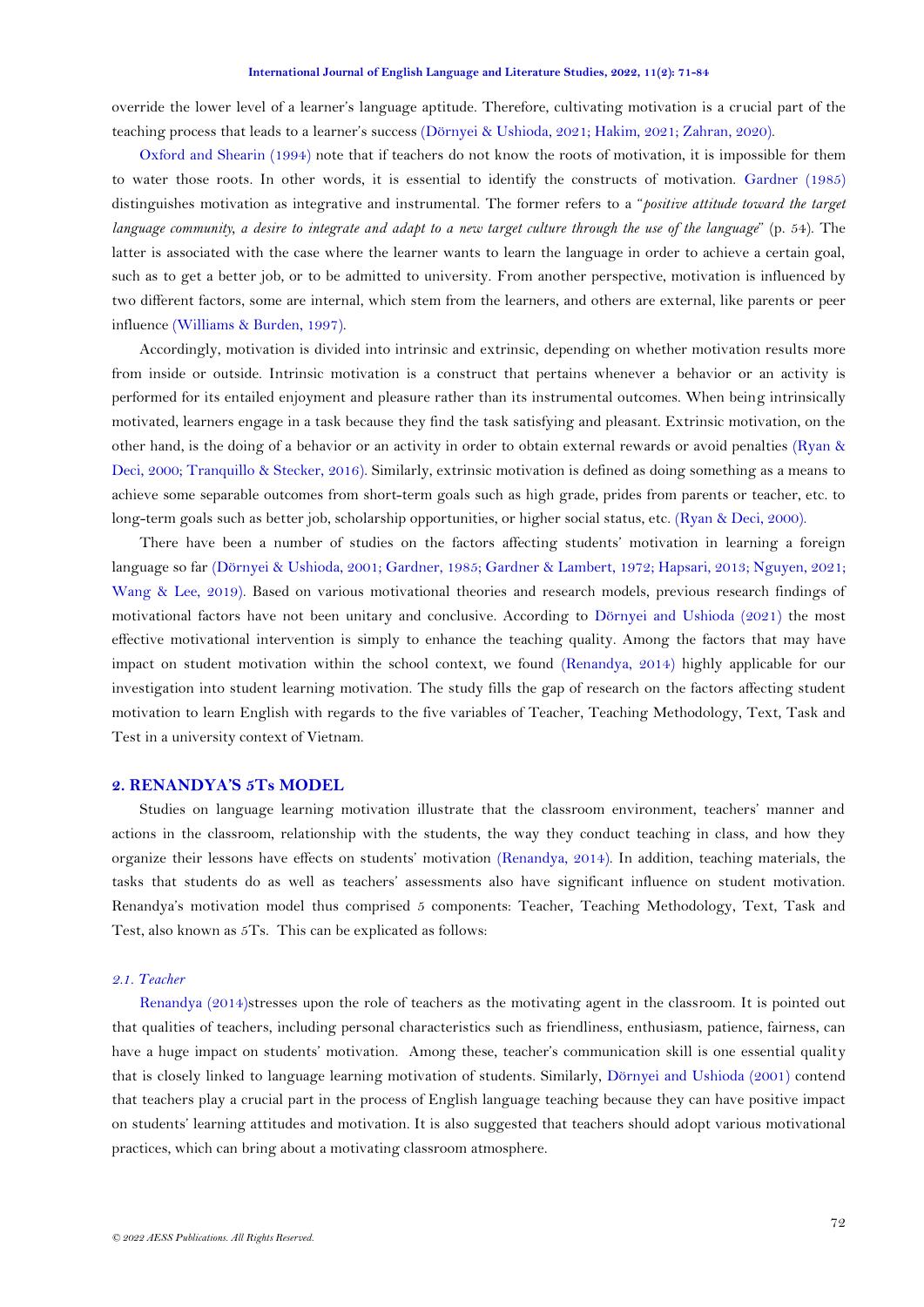override the lower level of a learner's language aptitude. Therefore, cultivating motivation is a crucial part of the teaching process that leads to a learner's success (Dörnyei & Ushioda, 2021; Hakim, 2021; Zahran, 2020).

Oxford and Shearin (1994) note that if teachers do not know the roots of motivation, it is impossible for them to water those roots. In other words, it is essential to identify the constructs of motivation. Gardner (1985) distinguishes motivation as integrative and instrumental. The former refers to a "*positive attitude toward the target language community, a desire to integrate and adapt to a new target culture through the use of the language*" (p. 54). The latter is associated with the case where the learner wants to learn the language in order to achieve a certain goal, such as to get a better job, or to be admitted to university. From another perspective, motivation is influenced by two different factors, some are internal, which stem from the learners, and others are external, like parents or peer influence (Williams & Burden, 1997).

Accordingly, motivation is divided into intrinsic and extrinsic, depending on whether motivation results more from inside or outside. Intrinsic motivation is a construct that pertains whenever a behavior or an activity is performed for its entailed enjoyment and pleasure rather than its instrumental outcomes. When being intrinsically motivated, learners engage in a task because they find the task satisfying and pleasant. Extrinsic motivation, on the other hand, is the doing of a behavior or an activity in order to obtain external rewards or avoid penalties (Ryan & Deci, 2000; Tranquillo & Stecker, 2016). Similarly, extrinsic motivation is defined as doing something as a means to achieve some separable outcomes from short-term goals such as high grade, prides from parents or teacher, etc. to long-term goals such as better job, scholarship opportunities, or higher social status, etc. (Ryan & Deci, 2000).

There have been a number of studies on the factors affecting students' motivation in learning a foreign language so far (Dörnyei & Ushioda, 2001; Gardner, 1985; Gardner & Lambert, 1972; Hapsari, 2013; Nguyen, 2021; Wang & Lee, 2019). Based on various motivational theories and research models, previous research findings of motivational factors have not been unitary and conclusive. According to Dörnyei and Ushioda (2021) the most effective motivational intervention is simply to enhance the teaching quality. Among the factors that may have impact on student motivation within the school context, we found (Renandya, 2014) highly applicable for our investigation into student learning motivation. The study fills the gap of research on the factors affecting student motivation to learn English with regards to the five variables of Teacher, Teaching Methodology, Text, Task and Test in a university context of Vietnam.

## 2. RENANDYA'S 5Ts MODEL

Studies on language learning motivation illustrate that the classroom environment, teachers' manner and actions in the classroom, relationship with the students, the way they conduct teaching in class, and how they organize their lessons have effects on students' motivation (Renandya, 2014). In addition, teaching materials, the tasks that students do as well as teachers' assessments also have significant influence on student motivation. Renandya's motivation model thus comprised 5 components: Teacher, Teaching Methodology, Text, Task and Test, also known as 5Ts. This can be explicated as follows:

### *2.1. Teacher*

Renandya (2014)stresses upon the role of teachers as the motivating agent in the classroom. It is pointed out that qualities of teachers, including personal characteristics such as friendliness, enthusiasm, patience, fairness, can have a huge impact on students' motivation. Among these, teacher's communication skill is one essential quality that is closely linked to language learning motivation of students. Similarly, Dörnyei and Ushioda (2001) contend that teachers play a crucial part in the process of English language teaching because they can have positive impact on students' learning attitudes and motivation. It is also suggested that teachers should adopt various motivational practices, which can bring about a motivating classroom atmosphere.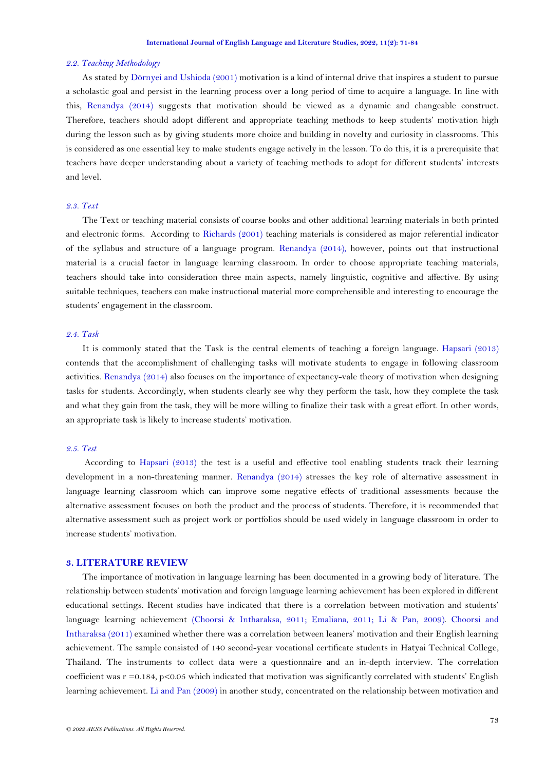### *2.2. Teaching Methodology*

As stated by Dörnyei and Ushioda (2001) motivation is a kind of internal drive that inspires a student to pursue a scholastic goal and persist in the learning process over a long period of time to acquire a language. In line with this, Renandya (2014) suggests that motivation should be viewed as a dynamic and changeable construct. Therefore, teachers should adopt different and appropriate teaching methods to keep students' motivation high during the lesson such as by giving students more choice and building in novelty and curiosity in classrooms. This is considered as one essential key to make students engage actively in the lesson. To do this, it is a prerequisite that teachers have deeper understanding about a variety of teaching methods to adopt for different students' interests and level.

### *2.3. Text*

The Text or teaching material consists of course books and other additional learning materials in both printed and electronic forms. According to Richards (2001) teaching materials is considered as major referential indicator of the syllabus and structure of a language program. Renandya (2014), however, points out that instructional material is a crucial factor in language learning classroom. In order to choose appropriate teaching materials, teachers should take into consideration three main aspects, namely linguistic, cognitive and affective. By using suitable techniques, teachers can make instructional material more comprehensible and interesting to encourage the students' engagement in the classroom.

### *2.4. Task*

It is commonly stated that the Task is the central elements of teaching a foreign language. Hapsari (2013) contends that the accomplishment of challenging tasks will motivate students to engage in following classroom activities. Renandya (2014) also focuses on the importance of expectancy-vale theory of motivation when designing tasks for students. Accordingly, when students clearly see why they perform the task, how they complete the task and what they gain from the task, they will be more willing to finalize their task with a great effort. In other words, an appropriate task is likely to increase students' motivation.

### *2.5. Test*

According to Hapsari (2013) the test is a useful and effective tool enabling students track their learning development in a non-threatening manner. Renandya (2014) stresses the key role of alternative assessment in language learning classroom which can improve some negative effects of traditional assessments because the alternative assessment focuses on both the product and the process of students. Therefore, it is recommended that alternative assessment such as project work or portfolios should be used widely in language classroom in order to increase students' motivation.

## 3. LITERATURE REVIEW

The importance of motivation in language learning has been documented in a growing body of literature. The relationship between students' motivation and foreign language learning achievement has been explored in different educational settings. Recent studies have indicated that there is a correlation between motivation and students' language learning achievement (Choorsi & Intharaksa, 2011; Emaliana, 2011; Li & Pan, 2009). Choorsi and Intharaksa (2011) examined whether there was a correlation between leaners' motivation and their English learning achievement. The sample consisted of 140 second-year vocational certificate students in Hatyai Technical College, Thailand. The instruments to collect data were a questionnaire and an in-depth interview. The correlation coefficient was $r = 0.184$, $p<0.05$ which indicated that motivation was significantly correlated with students' English learning achievement. Li and Pan (2009) in another study, concentrated on the relationship between motivation and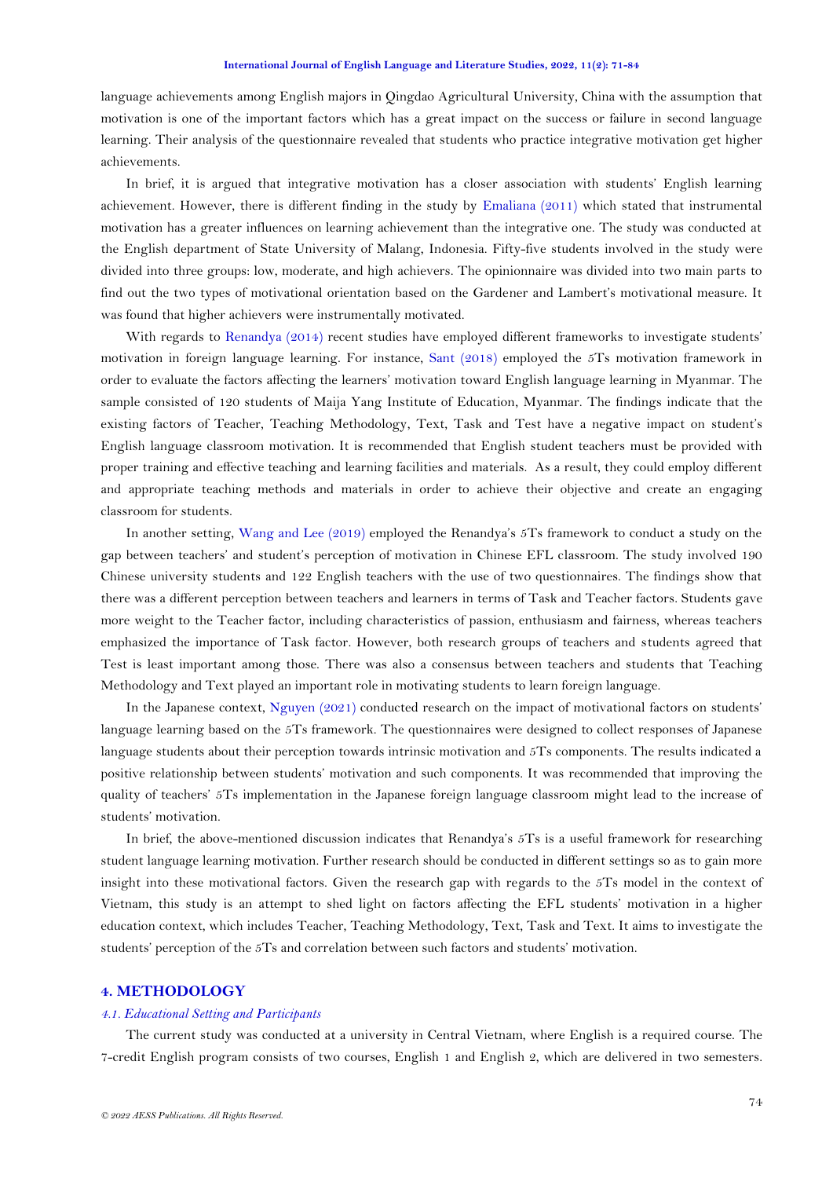language achievements among English majors in Qingdao Agricultural University, China with the assumption that motivation is one of the important factors which has a great impact on the success or failure in second language learning. Their analysis of the questionnaire revealed that students who practice integrative motivation get higher achievements.

In brief, it is argued that integrative motivation has a closer association with students' English learning achievement. However, there is different finding in the study by Emaliana (2011) which stated that instrumental motivation has a greater influences on learning achievement than the integrative one. The study was conducted at the English department of State University of Malang, Indonesia. Fifty-five students involved in the study were divided into three groups: low, moderate, and high achievers. The opinionnaire was divided into two main parts to find out the two types of motivational orientation based on the Gardener and Lambert's motivational measure. It was found that higher achievers were instrumentally motivated.

With regards to Renandya (2014) recent studies have employed different frameworks to investigate students' motivation in foreign language learning. For instance, Sant (2018) employed the 5Ts motivation framework in order to evaluate the factors affecting the learners' motivation toward English language learning in Myanmar. The sample consisted of 120 students of Maija Yang Institute of Education, Myanmar. The findings indicate that the existing factors of Teacher, Teaching Methodology, Text, Task and Test have a negative impact on student's English language classroom motivation. It is recommended that English student teachers must be provided with proper training and effective teaching and learning facilities and materials. As a result, they could employ different and appropriate teaching methods and materials in order to achieve their objective and create an engaging classroom for students.

In another setting, Wang and Lee (2019) employed the Renandya's 5Ts framework to conduct a study on the gap between teachers' and student's perception of motivation in Chinese EFL classroom. The study involved 190 Chinese university students and 122 English teachers with the use of two questionnaires. The findings show that there was a different perception between teachers and learners in terms of Task and Teacher factors. Students gave more weight to the Teacher factor, including characteristics of passion, enthusiasm and fairness, whereas teachers emphasized the importance of Task factor. However, both research groups of teachers and students agreed that Test is least important among those. There was also a consensus between teachers and students that Teaching Methodology and Text played an important role in motivating students to learn foreign language.

In the Japanese context, Nguyen (2021) conducted research on the impact of motivational factors on students' language learning based on the 5Ts framework. The questionnaires were designed to collect responses of Japanese language students about their perception towards intrinsic motivation and 5Ts components. The results indicated a positive relationship between students' motivation and such components. It was recommended that improving the quality of teachers' 5Ts implementation in the Japanese foreign language classroom might lead to the increase of students' motivation.

In brief, the above-mentioned discussion indicates that Renandya's 5Ts is a useful framework for researching student language learning motivation. Further research should be conducted in different settings so as to gain more insight into these motivational factors. Given the research gap with regards to the 5Ts model in the context of Vietnam, this study is an attempt to shed light on factors affecting the EFL students' motivation in a higher education context, which includes Teacher, Teaching Methodology, Text, Task and Text. It aims to investigate the students' perception of the 5Ts and correlation between such factors and students' motivation.

## 4. METHODOLOGY

### *4.1. Educational Setting and Participants*

The current study was conducted at a university in Central Vietnam, where English is a required course. The 7-credit English program consists of two courses, English 1 and English 2, which are delivered in two semesters.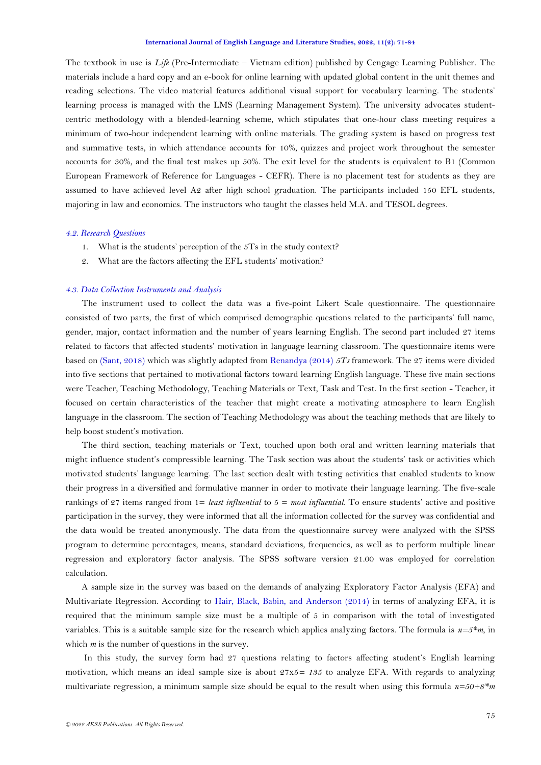The textbook in use is *Life* (Pre-Intermediate – Vietnam edition) published by Cengage Learning Publisher. The materials include a hard copy and an e-book for online learning with updated global content in the unit themes and reading selections. The video material features additional visual support for vocabulary learning. The students' learning process is managed with the LMS (Learning Management System). The university advocates student-centric methodology with a blended-learning scheme, which stipulates that one-hour class meeting requires a minimum of two-hour independent learning with online materials. The grading system is based on progress test and summative tests, in which attendance accounts for 10%, quizzes and project work throughout the semester accounts for 30%, and the final test makes up 50%. The exit level for the students is equivalent to B1 (Common European Framework of Reference for Languages - CEFR). There is no placement test for students as they are assumed to have achieved level A2 after high school graduation. The participants included 150 EFL students, majoring in law and economics. The instructors who taught the classes held M.A. and TESOL degrees.

### *4.2. Research Questions*

1. What is the students' perception of the 5Ts in the study context?
2. What are the factors affecting the EFL students' motivation?

### *4.3. Data Collection Instruments and Analysis*

The instrument used to collect the data was a five-point Likert Scale questionnaire. The questionnaire consisted of two parts, the first of which comprised demographic questions related to the participants' full name, gender, major, contact information and the number of years learning English. The second part included 27 items related to factors that affected students' motivation in language learning classroom. The questionnaire items were based on (Sant, 2018) which was slightly adapted from Renandya (2014) *5Ts* framework. The 27 items were divided into five sections that pertained to motivational factors toward learning English language. These five main sections were Teacher, Teaching Methodology, Teaching Materials or Text, Task and Test. In the first section - Teacher, it focused on certain characteristics of the teacher that might create a motivating atmosphere to learn English language in the classroom. The section of Teaching Methodology was about the teaching methods that are likely to help boost student's motivation.

The third section, teaching materials or Text, touched upon both oral and written learning materials that might influence student's compressible learning. The Task section was about the students' task or activities which motivated students' language learning. The last section dealt with testing activities that enabled students to know their progress in a diversified and formulative manner in order to motivate their language learning. The five-scale rankings of 27 items ranged from 1= *least influential* to 5 = *most influential*. To ensure students' active and positive participation in the survey, they were informed that all the information collected for the survey was confidential and the data would be treated anonymously. The data from the questionnaire survey were analyzed with the SPSS program to determine percentages, means, standard deviations, frequencies, as well as to perform multiple linear regression and exploratory factor analysis. The SPSS software version 21.00 was employed for correlation calculation.

A sample size in the survey was based on the demands of analyzing Exploratory Factor Analysis (EFA) and Multivariate Regression. According to Hair, Black, Babin, and Anderson (2014) in terms of analyzing EFA, it is required that the minimum sample size must be a multiple of 5 in comparison with the total of investigated variables. This is a suitable sample size for the research which applies analyzing factors. The formula is $n=5*m$, in which $m$ is the number of questions in the survey.

In this study, the survey form had 27 questions relating to factors affecting student's English learning motivation, which means an ideal sample size is about 27x5= *135* to analyze EFA. With regards to analyzing multivariate regression, a minimum sample size should be equal to the result when using this formula $n=50+8*m$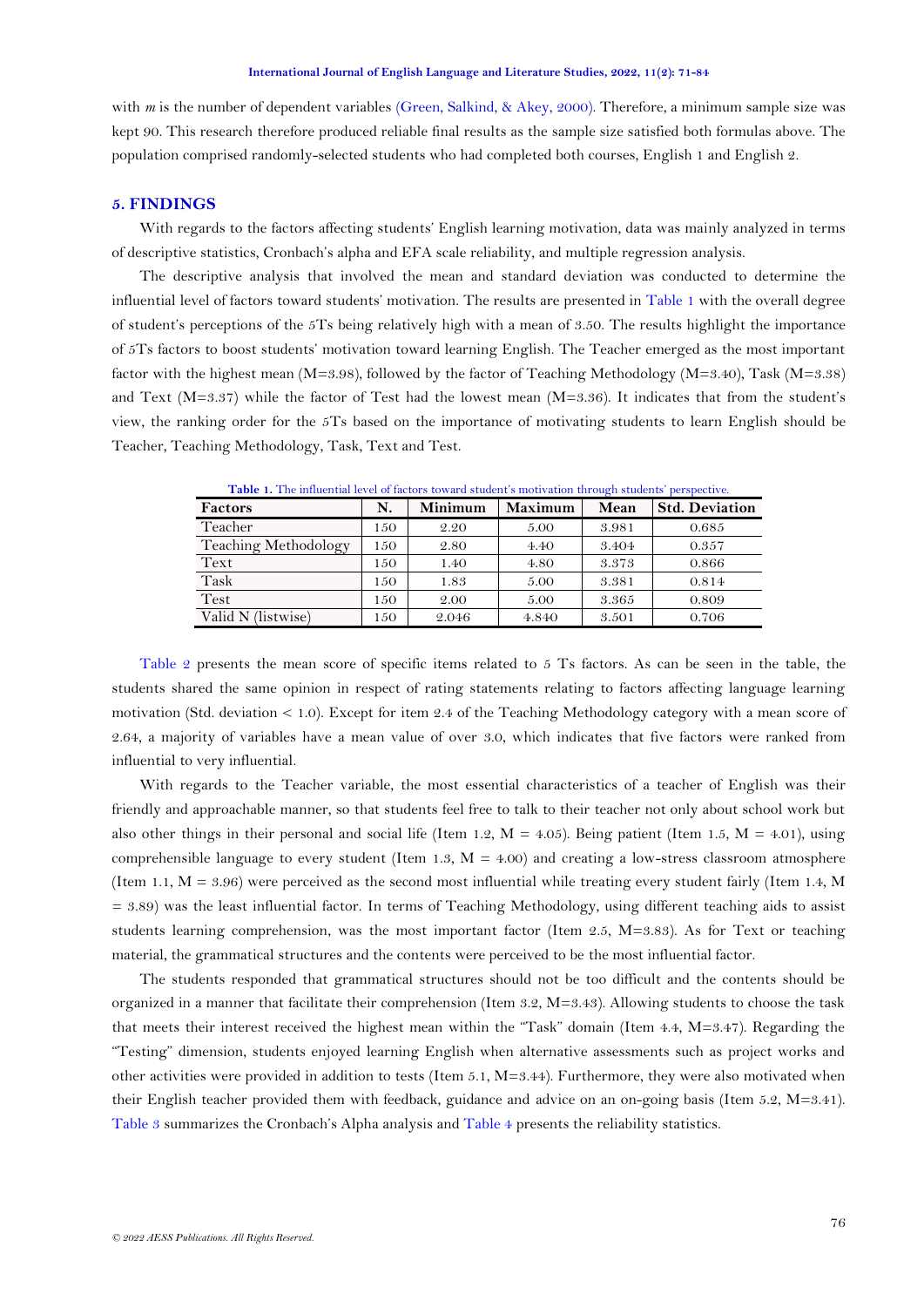with *m* is the number of dependent variables (Green, Salkind, & Akey, 2000). Therefore, a minimum sample size was kept 90. This research therefore produced reliable final results as the sample size satisfied both formulas above. The population comprised randomly-selected students who had completed both courses, English 1 and English 2.

## 5. FINDINGS

With regards to the factors affecting students' English learning motivation, data was mainly analyzed in terms of descriptive statistics, Cronbach's alpha and EFA scale reliability, and multiple regression analysis.

The descriptive analysis that involved the mean and standard deviation was conducted to determine the influential level of factors toward students' motivation. The results are presented in Table 1 with the overall degree of student's perceptions of the 5Ts being relatively high with a mean of 3.50. The results highlight the importance of 5Ts factors to boost students' motivation toward learning English. The Teacher emerged as the most important factor with the highest mean (M=3.98), followed by the factor of Teaching Methodology (M=3.40), Task (M=3.38) and Text (M=3.37) while the factor of Test had the lowest mean (M=3.36). It indicates that from the student's view, the ranking order for the 5Ts based on the importance of motivating students to learn English should be Teacher, Teaching Methodology, Task, Text and Test.

**Table 1.** The influential level of factors toward student's motivation through students' perspective.

| Factors | N. | Minimum | Maximum | Mean | Std. Deviation |
|---|---|---|---|---|---|
| Teacher | 150 | 2.20 | 5.00 | 3.981 | 0.685 |
| Teaching Methodology | 150 | 2.80 | 4.40 | 3.404 | 0.357 |
| Text | 150 | 1.40 | 4.80 | 3.373 | 0.866 |
| Task | 150 | 1.83 | 5.00 | 3.381 | 0.814 |
| Test | 150 | 2.00 | 5.00 | 3.365 | 0.809 |
| Valid N (listwise) | 150 | 2.046 | 4.840 | 3.501 | 0.706 |

Table 2 presents the mean score of specific items related to 5 Ts factors. As can be seen in the table, the students shared the same opinion in respect of rating statements relating to factors affecting language learning motivation (Std. deviation < 1.0). Except for item 2.4 of the Teaching Methodology category with a mean score of 2.64, a majority of variables have a mean value of over 3.0, which indicates that five factors were ranked from influential to very influential.

With regards to the Teacher variable, the most essential characteristics of a teacher of English was their friendly and approachable manner, so that students feel free to talk to their teacher not only about school work but also other things in their personal and social life (Item 1.2, M = 4.05). Being patient (Item 1.5, M = 4.01), using comprehensible language to every student (Item 1.3, M = 4.00) and creating a low-stress classroom atmosphere (Item 1.1, M = 3.96) were perceived as the second most influential while treating every student fairly (Item 1.4, M = 3.89) was the least influential factor. In terms of Teaching Methodology, using different teaching aids to assist students learning comprehension, was the most important factor (Item 2.5, M=3.83). As for Text or teaching material, the grammatical structures and the contents were perceived to be the most influential factor.

The students responded that grammatical structures should not be too difficult and the contents should be organized in a manner that facilitate their comprehension (Item 3.2, M=3.43). Allowing students to choose the task that meets their interest received the highest mean within the "Task" domain (Item 4.4, M=3.47). Regarding the "Testing" dimension, students enjoyed learning English when alternative assessments such as project works and other activities were provided in addition to tests (Item 5.1, M=3.44). Furthermore, they were also motivated when their English teacher provided them with feedback, guidance and advice on an on-going basis (Item 5.2, M=3.41). Table 3 summarizes the Cronbach's Alpha analysis and Table 4 presents the reliability statistics.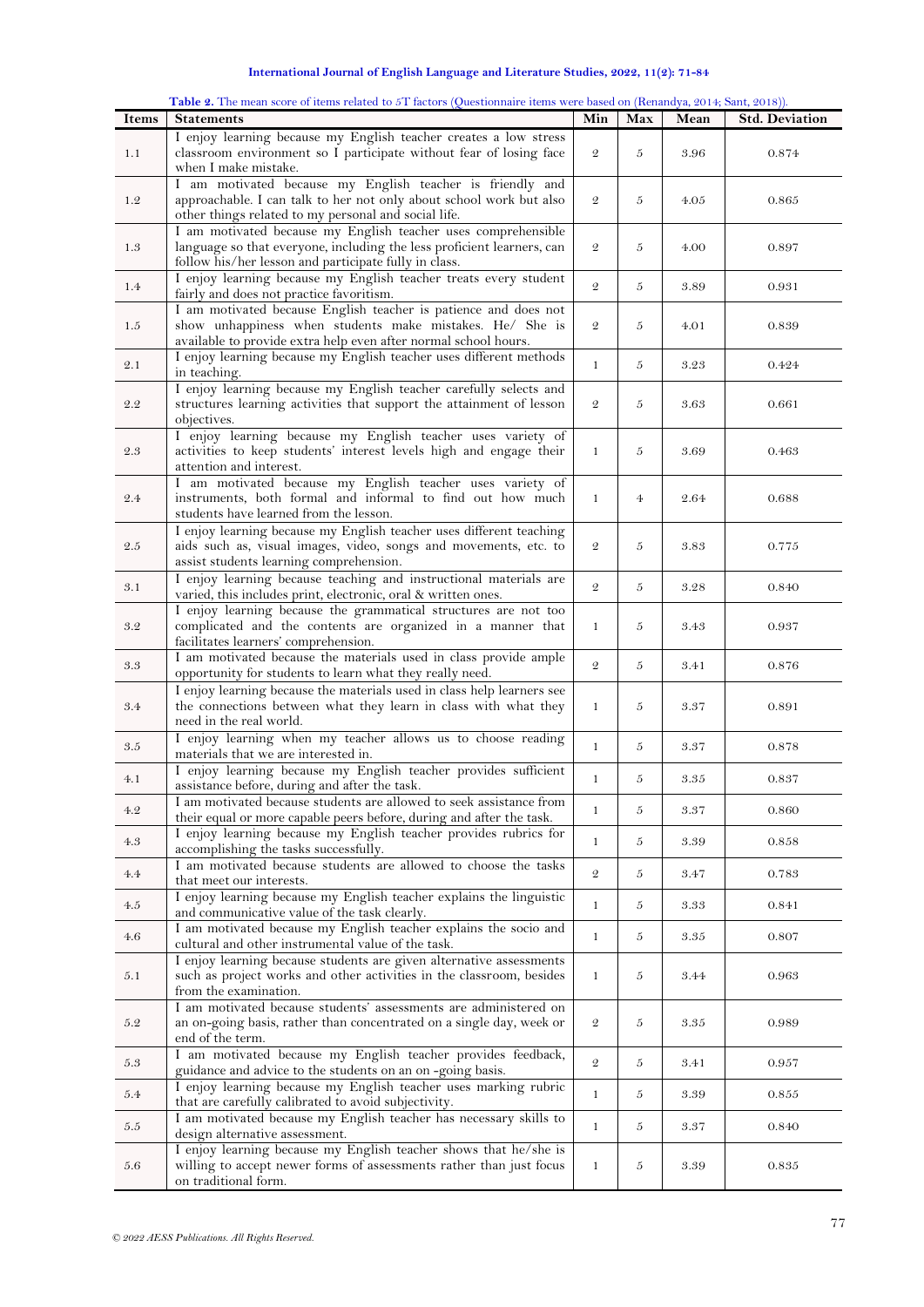**Table 2.** The mean score of items related to 5T factors (Questionnaire items were based on (Renandya, 2014; Sant, 2018)).

| Items | Statements | Min | Max | Mean | Std. Deviation |
|---|---|---|---|---|---|
| 1.1 | I enjoy learning because my English teacher creates a low stress classroom environment so I participate without fear of losing face when I make mistake. | 2 | 5 | 3.96 | 0.874 |
| 1.2 | I am motivated because my English teacher is friendly and approachable. I can talk to her not only about school work but also other things related to my personal and social life. | 2 | 5 | 4.05 | 0.865 |
| 1.3 | I am motivated because my English teacher uses comprehensible language so that everyone, including the less proficient learners, can follow his/her lesson and participate fully in class. | 2 | 5 | 4.00 | 0.897 |
| 1.4 | I enjoy learning because my English teacher treats every student fairly and does not practice favoritism. | 2 | 5 | 3.89 | 0.931 |
| 1.5 | I am motivated because English teacher is patience and does not show unhappiness when students make mistakes. He/ She is available to provide extra help even after normal school hours. | 2 | 5 | 4.01 | 0.839 |
| 2.1 | I enjoy learning because my English teacher uses different methods in teaching. | 1 | 5 | 3.23 | 0.424 |
| 2.2 | I enjoy learning because my English teacher carefully selects and structures learning activities that support the attainment of lesson objectives. | 2 | 5 | 3.63 | 0.661 |
| 2.3 | I enjoy learning because my English teacher uses variety of activities to keep students' interest levels high and engage their attention and interest. | 1 | 5 | 3.69 | 0.463 |
| 2.4 | I am motivated because my English teacher uses variety of instruments, both formal and informal to find out how much students have learned from the lesson. | 1 | 4 | 2.64 | 0.688 |
| 2.5 | I enjoy learning because my English teacher uses different teaching aids such as, visual images, video, songs and movements, etc. to assist students learning comprehension. | 2 | 5 | 3.83 | 0.775 |
| 3.1 | I enjoy learning because teaching and instructional materials are varied, this includes print, electronic, oral & written ones. | 2 | 5 | 3.28 | 0.840 |
| 3.2 | I enjoy learning because the grammatical structures are not too complicated and the contents are organized in a manner that facilitates learners' comprehension. | 1 | 5 | 3.43 | 0.937 |
| 3.3 | I am motivated because the materials used in class provide ample opportunity for students to learn what they really need. | 2 | 5 | 3.41 | 0.876 |
| 3.4 | I enjoy learning because the materials used in class help learners see the connections between what they learn in class with what they need in the real world. | 1 | 5 | 3.37 | 0.891 |
| 3.5 | I enjoy learning when my teacher allows us to choose reading materials that we are interested in. | 1 | 5 | 3.37 | 0.878 |
| 4.1 | I enjoy learning because my English teacher provides sufficient assistance before, during and after the task. | 1 | 5 | 3.35 | 0.837 |
| 4.2 | I am motivated because students are allowed to seek assistance from their equal or more capable peers before, during and after the task. | 1 | 5 | 3.37 | 0.860 |
| 4.3 | I enjoy learning because my English teacher provides rubrics for accomplishing the tasks successfully. | 1 | 5 | 3.39 | 0.858 |
| 4.4 | I am motivated because students are allowed to choose the tasks that meet our interests. | 2 | 5 | 3.47 | 0.783 |
| 4.5 | I enjoy learning because my English teacher explains the linguistic and communicative value of the task clearly. | 1 | 5 | 3.33 | 0.841 |
| 4.6 | I am motivated because my English teacher explains the socio and cultural and other instrumental value of the task. | 1 | 5 | 3.35 | 0.807 |
| 5.1 | I enjoy learning because students are given alternative assessments such as project works and other activities in the classroom, besides from the examination. | 1 | 5 | 3.44 | 0.963 |
| 5.2 | I am motivated because students' assessments are administered on an on-going basis, rather than concentrated on a single day, week or end of the term. | 2 | 5 | 3.35 | 0.989 |
| 5.3 | I am motivated because my English teacher provides feedback, guidance and advice to the students on an on -going basis. | 2 | 5 | 3.41 | 0.957 |
| 5.4 | I enjoy learning because my English teacher uses marking rubric that are carefully calibrated to avoid subjectivity. | 1 | 5 | 3.39 | 0.855 |
| 5.5 | I am motivated because my English teacher has necessary skills to design alternative assessment. | 1 | 5 | 3.37 | 0.840 |
| 5.6 | I enjoy learning because my English teacher shows that he/she is willing to accept newer forms of assessments rather than just focus on traditional form. | 1 | 5 | 3.39 | 0.835 |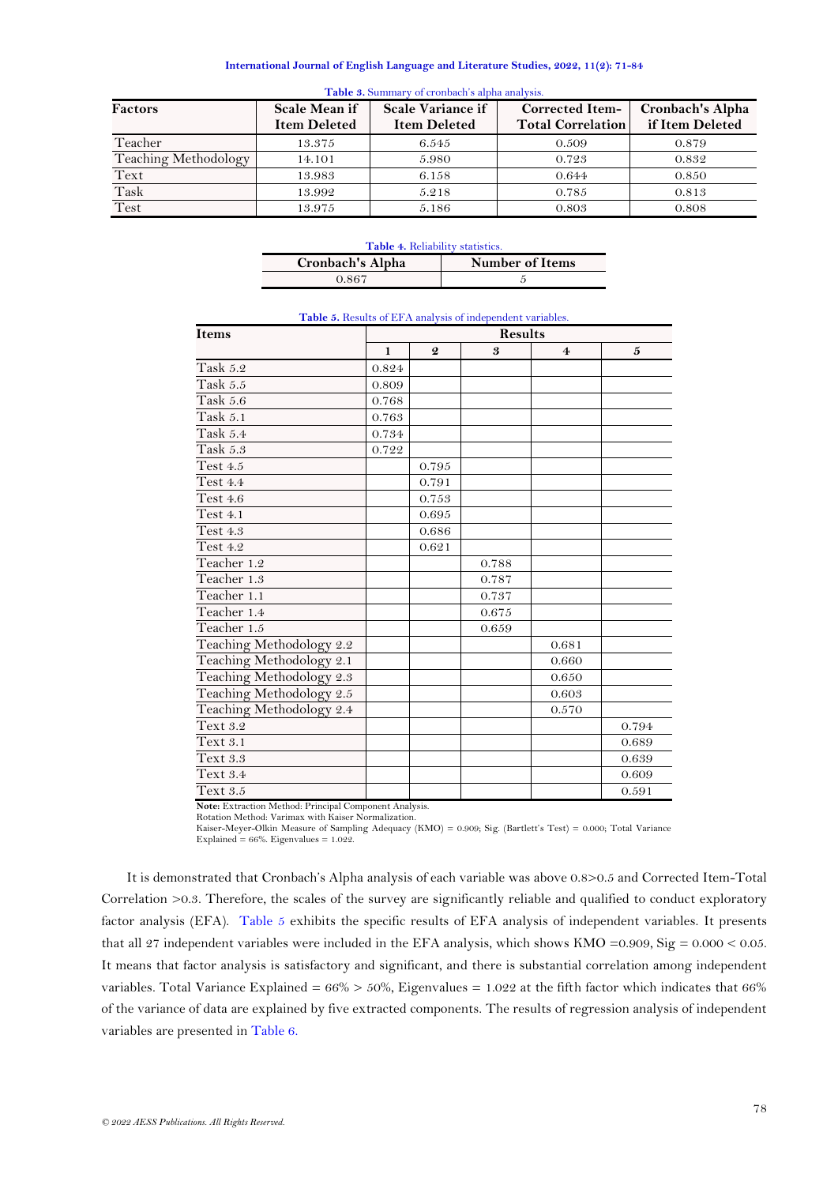**Table 3.** Summary of cronbach's alpha analysis.

| Factors | Scale Mean if Item Deleted | Scale Variance if Item Deleted | Corrected Item-Total Correlation | Cronbach's Alpha if Item Deleted |
|---|---|---|---|---|
| Teacher | 13.375 | 6.545 | 0.509 | 0.879 |
| Teaching Methodology | 14.101 | 5.980 | 0.723 | 0.832 |
| Text | 13.983 | 6.158 | 0.644 | 0.850 |
| Task | 13.992 | 5.218 | 0.785 | 0.813 |
| Test | 13.975 | 5.186 | 0.803 | 0.808 |

**Table 4.** Reliability statistics.

| Cronbach's Alpha | Number of Items |
|---|---|
| 0.867 | 5 |

**Table 5.** Results of EFA analysis of independent variables.

| Items | Results | | | | |
|---|---|---|---|---|---|
| | 1 | 2 | 3 | 4 | 5 |
| Task 5.2 | 0.824 | | | | |
| Task 5.5 | 0.809 | | | | |
| Task 5.6 | 0.768 | | | | |
| Task 5.1 | 0.763 | | | | |
| Task 5.4 | 0.734 | | | | |
| Task 5.3 | 0.722 | | | | |
| Test 4.5 | | 0.795 | | | |
| Test 4.4 | | 0.791 | | | |
| Test 4.6 | | 0.753 | | | |
| Test 4.1 | | 0.695 | | | |
| Test 4.3 | | 0.686 | | | |
| Test 4.2 | | 0.621 | | | |
| Teacher 1.2 | | | 0.788 | | |
| Teacher 1.3 | | | 0.787 | | |
| Teacher 1.1 | | | 0.737 | | |
| Teacher 1.4 | | | 0.675 | | |
| Teacher 1.5 | | | 0.659 | | |
| Teaching Methodology 2.2 | | | | 0.681 | |
| Teaching Methodology 2.1 | | | | 0.660 | |
| Teaching Methodology 2.3 | | | | 0.650 | |
| Teaching Methodology 2.5 | | | | 0.603 | |
| Teaching Methodology 2.4 | | | | 0.570 | |
| Text 3.2 | | | | | 0.794 |
| Text 3.1 | | | | | 0.689 |
| Text 3.3 | | | | | 0.639 |
| Text 3.4 | | | | | 0.609 |
| Text 3.5 | | | | | 0.591 |

**Note:** Extraction Method: Principal Component Analysis.
Rotation Method: Varimax with Kaiser Normalization.
Kaiser-Meyer-Olkin Measure of Sampling Adequacy (KMO) = 0.909; Sig. (Bartlett's Test) = 0.000; Total Variance Explained = 66%. Eigenvalues = 1.022.

It is demonstrated that Cronbach's Alpha analysis of each variable was above 0.8>0.5 and Corrected Item-Total Correlation >0.3. Therefore, the scales of the survey are significantly reliable and qualified to conduct exploratory factor analysis (EFA). Table 5 exhibits the specific results of EFA analysis of independent variables. It presents that all 27 independent variables were included in the EFA analysis, which shows KMO =0.909, Sig = 0.000 < 0.05. It means that factor analysis is satisfactory and significant, and there is substantial correlation among independent variables. Total Variance Explained = 66% > 50%, Eigenvalues = 1.022 at the fifth factor which indicates that 66% of the variance of data are explained by five extracted components. The results of regression analysis of independent variables are presented in Table 6.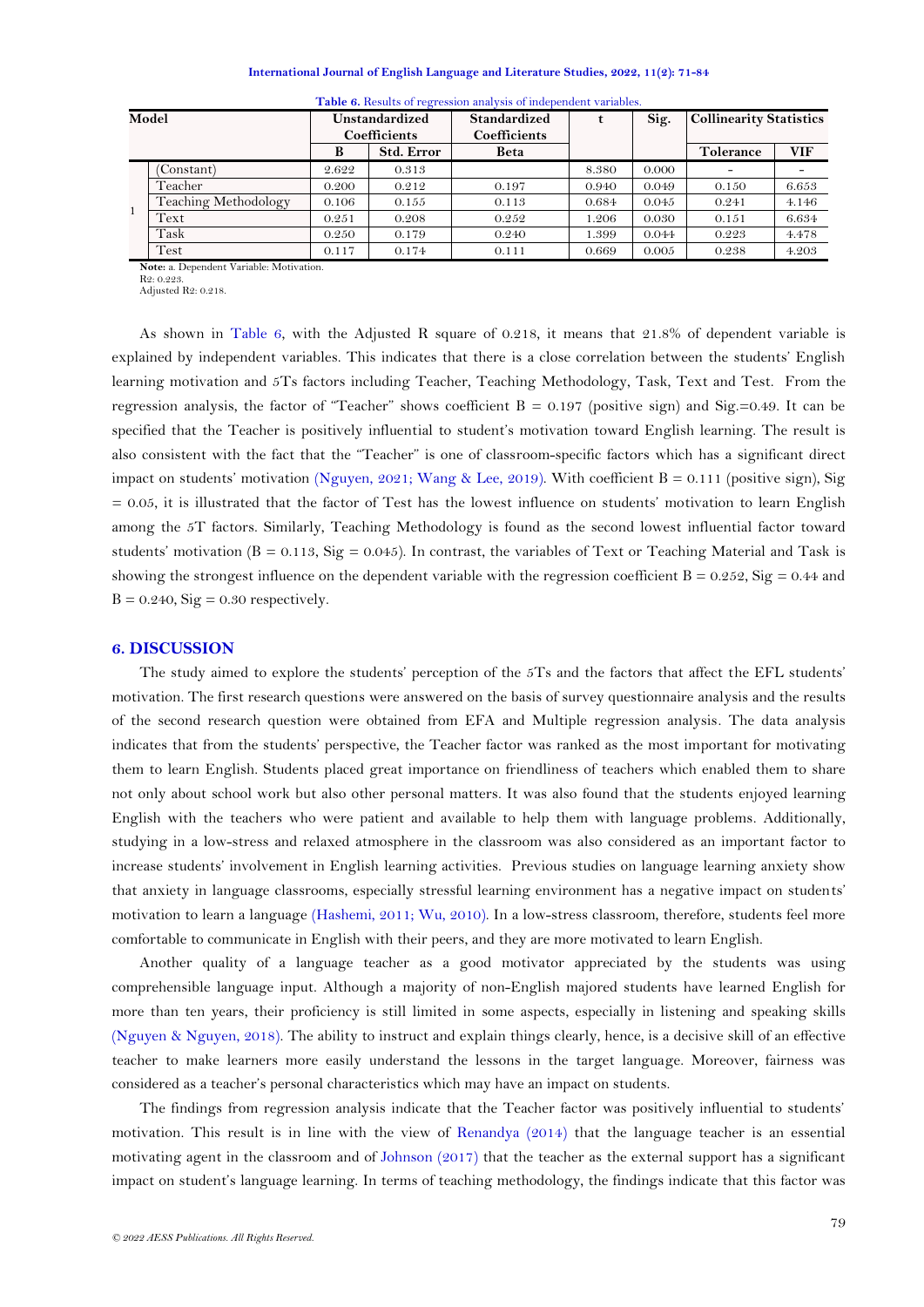**Table 6.** Results of regression analysis of independent variables.

| Model | | Unstandardized Coefficients | | Standardized Coefficients | t | Sig. | Collinearity Statistics | |
|---|---|---|---|---|---|---|---|---|
| | | B | Std. Error | Beta | | | Tolerance | VIF |
| 1 | (Constant) | 2.622 | 0.313 | | 8.380 | 0.000 | - | - |
| | Teacher | 0.200 | 0.212 | 0.197 | 0.940 | 0.049 | 0.150 | 6.653 |
| | Teaching Methodology | 0.106 | 0.155 | 0.113 | 0.684 | 0.045 | 0.241 | 4.146 |
| | Text | 0.251 | 0.208 | 0.252 | 1.206 | 0.030 | 0.151 | 6.634 |
| | Task | 0.250 | 0.179 | 0.240 | 1.399 | 0.044 | 0.223 | 4.478 |
| | Test | 0.117 | 0.174 | 0.111 | 0.669 | 0.005 | 0.238 | 4.203 |

**Note:** a. Dependent Variable: Motivation.
R2: 0.223.
Adjusted R2: 0.218.

As shown in Table 6, with the Adjusted R square of 0.218, it means that 21.8% of dependent variable is explained by independent variables. This indicates that there is a close correlation between the students' English learning motivation and 5Ts factors including Teacher, Teaching Methodology, Task, Text and Test. From the regression analysis, the factor of "Teacher" shows coefficient B = 0.197 (positive sign) and Sig.=0.49. It can be specified that the Teacher is positively influential to student's motivation toward English learning. The result is also consistent with the fact that the "Teacher" is one of classroom-specific factors which has a significant direct impact on students' motivation (Nguyen, 2021; Wang & Lee, 2019). With coefficient B = 0.111 (positive sign), Sig = 0.05, it is illustrated that the factor of Test has the lowest influence on students' motivation to learn English among the 5T factors. Similarly, Teaching Methodology is found as the second lowest influential factor toward students' motivation (B = 0.113, Sig = 0.045). In contrast, the variables of Text or Teaching Material and Task is showing the strongest influence on the dependent variable with the regression coefficient B = 0.252, Sig = 0.44 and B = 0.240, Sig = 0.30 respectively.

## 6. DISCUSSION

The study aimed to explore the students' perception of the 5Ts and the factors that affect the EFL students' motivation. The first research questions were answered on the basis of survey questionnaire analysis and the results of the second research question were obtained from EFA and Multiple regression analysis. The data analysis indicates that from the students' perspective, the Teacher factor was ranked as the most important for motivating them to learn English. Students placed great importance on friendliness of teachers which enabled them to share not only about school work but also other personal matters. It was also found that the students enjoyed learning English with the teachers who were patient and available to help them with language problems. Additionally, studying in a low-stress and relaxed atmosphere in the classroom was also considered as an important factor to increase students' involvement in English learning activities. Previous studies on language learning anxiety show that anxiety in language classrooms, especially stressful learning environment has a negative impact on students' motivation to learn a language (Hashemi, 2011; Wu, 2010). In a low-stress classroom, therefore, students feel more comfortable to communicate in English with their peers, and they are more motivated to learn English.

Another quality of a language teacher as a good motivator appreciated by the students was using comprehensible language input. Although a majority of non-English majored students have learned English for more than ten years, their proficiency is still limited in some aspects, especially in listening and speaking skills (Nguyen & Nguyen, 2018). The ability to instruct and explain things clearly, hence, is a decisive skill of an effective teacher to make learners more easily understand the lessons in the target language. Moreover, fairness was considered as a teacher's personal characteristics which may have an impact on students.

The findings from regression analysis indicate that the Teacher factor was positively influential to students' motivation. This result is in line with the view of Renandya (2014) that the language teacher is an essential motivating agent in the classroom and of Johnson (2017) that the teacher as the external support has a significant impact on student's language learning. In terms of teaching methodology, the findings indicate that this factor was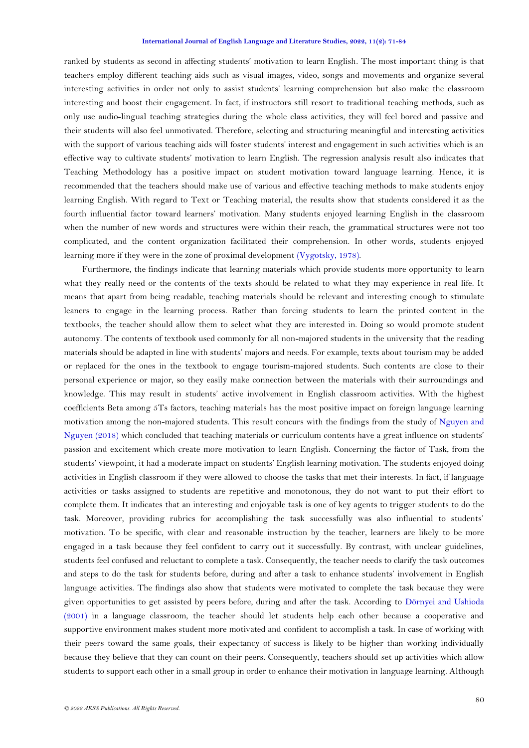ranked by students as second in affecting students' motivation to learn English. The most important thing is that teachers employ different teaching aids such as visual images, video, songs and movements and organize several interesting activities in order not only to assist students' learning comprehension but also make the classroom interesting and boost their engagement. In fact, if instructors still resort to traditional teaching methods, such as only use audio-lingual teaching strategies during the whole class activities, they will feel bored and passive and their students will also feel unmotivated. Therefore, selecting and structuring meaningful and interesting activities with the support of various teaching aids will foster students' interest and engagement in such activities which is an effective way to cultivate students' motivation to learn English. The regression analysis result also indicates that Teaching Methodology has a positive impact on student motivation toward language learning. Hence, it is recommended that the teachers should make use of various and effective teaching methods to make students enjoy learning English. With regard to Text or Teaching material, the results show that students considered it as the fourth influential factor toward learners' motivation. Many students enjoyed learning English in the classroom when the number of new words and structures were within their reach, the grammatical structures were not too complicated, and the content organization facilitated their comprehension. In other words, students enjoyed learning more if they were in the zone of proximal development (Vygotsky, 1978).

Furthermore, the findings indicate that learning materials which provide students more opportunity to learn what they really need or the contents of the texts should be related to what they may experience in real life. It means that apart from being readable, teaching materials should be relevant and interesting enough to stimulate leaners to engage in the learning process. Rather than forcing students to learn the printed content in the textbooks, the teacher should allow them to select what they are interested in. Doing so would promote student autonomy. The contents of textbook used commonly for all non-majored students in the university that the reading materials should be adapted in line with students' majors and needs. For example, texts about tourism may be added or replaced for the ones in the textbook to engage tourism-majored students. Such contents are close to their personal experience or major, so they easily make connection between the materials with their surroundings and knowledge. This may result in students' active involvement in English classroom activities. With the highest coefficients Beta among 5Ts factors, teaching materials has the most positive impact on foreign language learning motivation among the non-majored students. This result concurs with the findings from the study of Nguyen and Nguyen (2018) which concluded that teaching materials or curriculum contents have a great influence on students' passion and excitement which create more motivation to learn English. Concerning the factor of Task, from the students' viewpoint, it had a moderate impact on students' English learning motivation. The students enjoyed doing activities in English classroom if they were allowed to choose the tasks that met their interests. In fact, if language activities or tasks assigned to students are repetitive and monotonous, they do not want to put their effort to complete them. It indicates that an interesting and enjoyable task is one of key agents to trigger students to do the task. Moreover, providing rubrics for accomplishing the task successfully was also influential to students' motivation. To be specific, with clear and reasonable instruction by the teacher, learners are likely to be more engaged in a task because they feel confident to carry out it successfully. By contrast, with unclear guidelines, students feel confused and reluctant to complete a task. Consequently, the teacher needs to clarify the task outcomes and steps to do the task for students before, during and after a task to enhance students' involvement in English language activities. The findings also show that students were motivated to complete the task because they were given opportunities to get assisted by peers before, during and after the task. According to Dörnyei and Ushioda (2001) in a language classroom, the teacher should let students help each other because a cooperative and supportive environment makes student more motivated and confident to accomplish a task. In case of working with their peers toward the same goals, their expectancy of success is likely to be higher than working individually because they believe that they can count on their peers. Consequently, teachers should set up activities which allow students to support each other in a small group in order to enhance their motivation in language learning. Although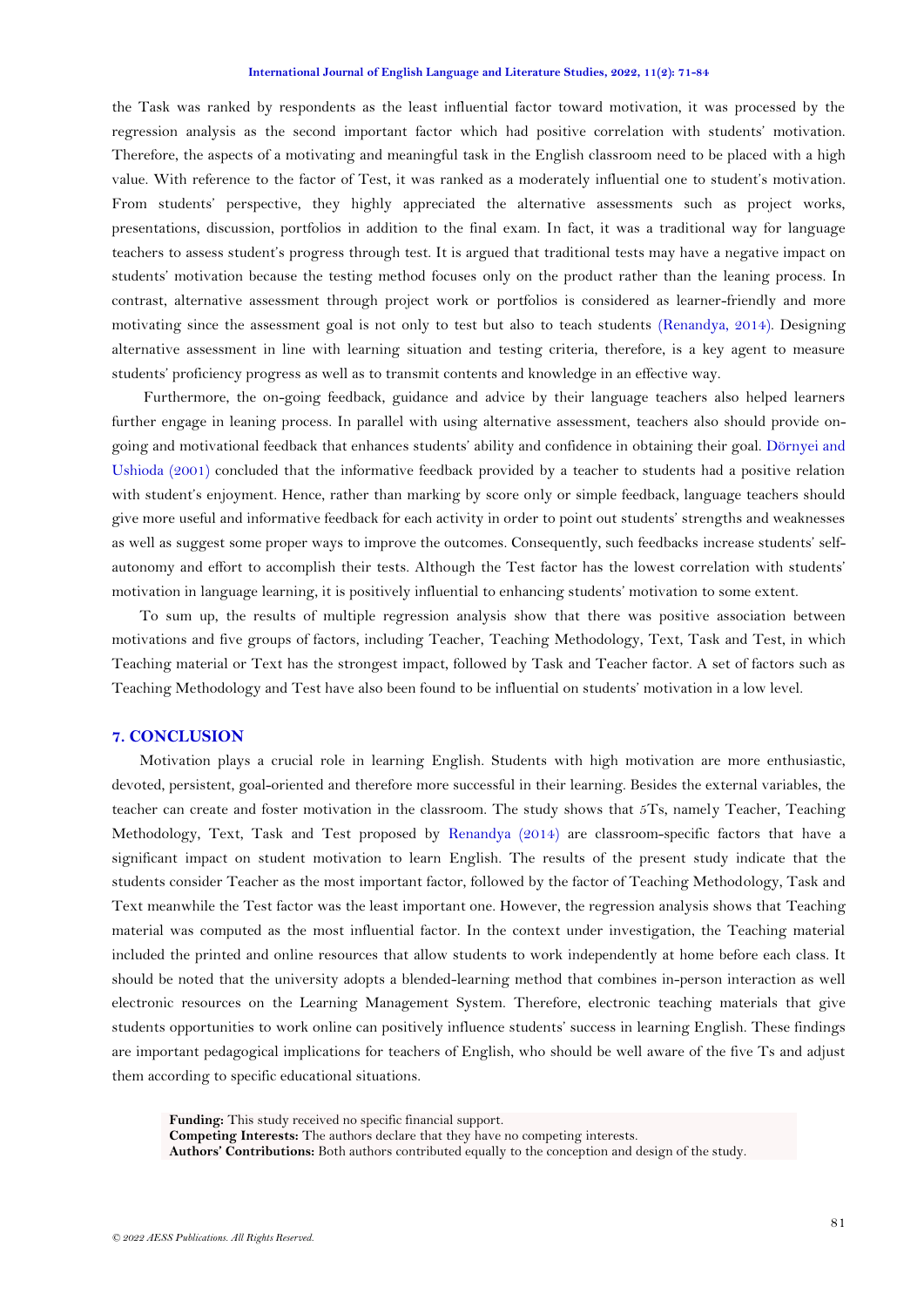the Task was ranked by respondents as the least influential factor toward motivation, it was processed by the regression analysis as the second important factor which had positive correlation with students' motivation. Therefore, the aspects of a motivating and meaningful task in the English classroom need to be placed with a high value. With reference to the factor of Test, it was ranked as a moderately influential one to student's motivation. From students' perspective, they highly appreciated the alternative assessments such as project works, presentations, discussion, portfolios in addition to the final exam. In fact, it was a traditional way for language teachers to assess student's progress through test. It is argued that traditional tests may have a negative impact on students' motivation because the testing method focuses only on the product rather than the leaning process. In contrast, alternative assessment through project work or portfolios is considered as learner-friendly and more motivating since the assessment goal is not only to test but also to teach students (Renandya, 2014). Designing alternative assessment in line with learning situation and testing criteria, therefore, is a key agent to measure students' proficiency progress as well as to transmit contents and knowledge in an effective way.

Furthermore, the on-going feedback, guidance and advice by their language teachers also helped learners further engage in leaning process. In parallel with using alternative assessment, teachers also should provide on-going and motivational feedback that enhances students' ability and confidence in obtaining their goal. Dörnyei and Ushioda (2001) concluded that the informative feedback provided by a teacher to students had a positive relation with student's enjoyment. Hence, rather than marking by score only or simple feedback, language teachers should give more useful and informative feedback for each activity in order to point out students' strengths and weaknesses as well as suggest some proper ways to improve the outcomes. Consequently, such feedbacks increase students' self-autonomy and effort to accomplish their tests. Although the Test factor has the lowest correlation with students' motivation in language learning, it is positively influential to enhancing students' motivation to some extent.

To sum up, the results of multiple regression analysis show that there was positive association between motivations and five groups of factors, including Teacher, Teaching Methodology, Text, Task and Test, in which Teaching material or Text has the strongest impact, followed by Task and Teacher factor. A set of factors such as Teaching Methodology and Test have also been found to be influential on students' motivation in a low level.

## 7. CONCLUSION

Motivation plays a crucial role in learning English. Students with high motivation are more enthusiastic, devoted, persistent, goal-oriented and therefore more successful in their learning. Besides the external variables, the teacher can create and foster motivation in the classroom. The study shows that 5Ts, namely Teacher, Teaching Methodology, Text, Task and Test proposed by Renandya (2014) are classroom-specific factors that have a significant impact on student motivation to learn English. The results of the present study indicate that the students consider Teacher as the most important factor, followed by the factor of Teaching Methodology, Task and Text meanwhile the Test factor was the least important one. However, the regression analysis shows that Teaching material was computed as the most influential factor. In the context under investigation, the Teaching material included the printed and online resources that allow students to work independently at home before each class. It should be noted that the university adopts a blended-learning method that combines in-person interaction as well electronic resources on the Learning Management System. Therefore, electronic teaching materials that give students opportunities to work online can positively influence students' success in learning English. These findings are important pedagogical implications for teachers of English, who should be well aware of the five Ts and adjust them according to specific educational situations.

**Funding:** This study received no specific financial support.
**Competing Interests:** The authors declare that they have no competing interests.
**Authors' Contributions:** Both authors contributed equally to the conception and design of the study.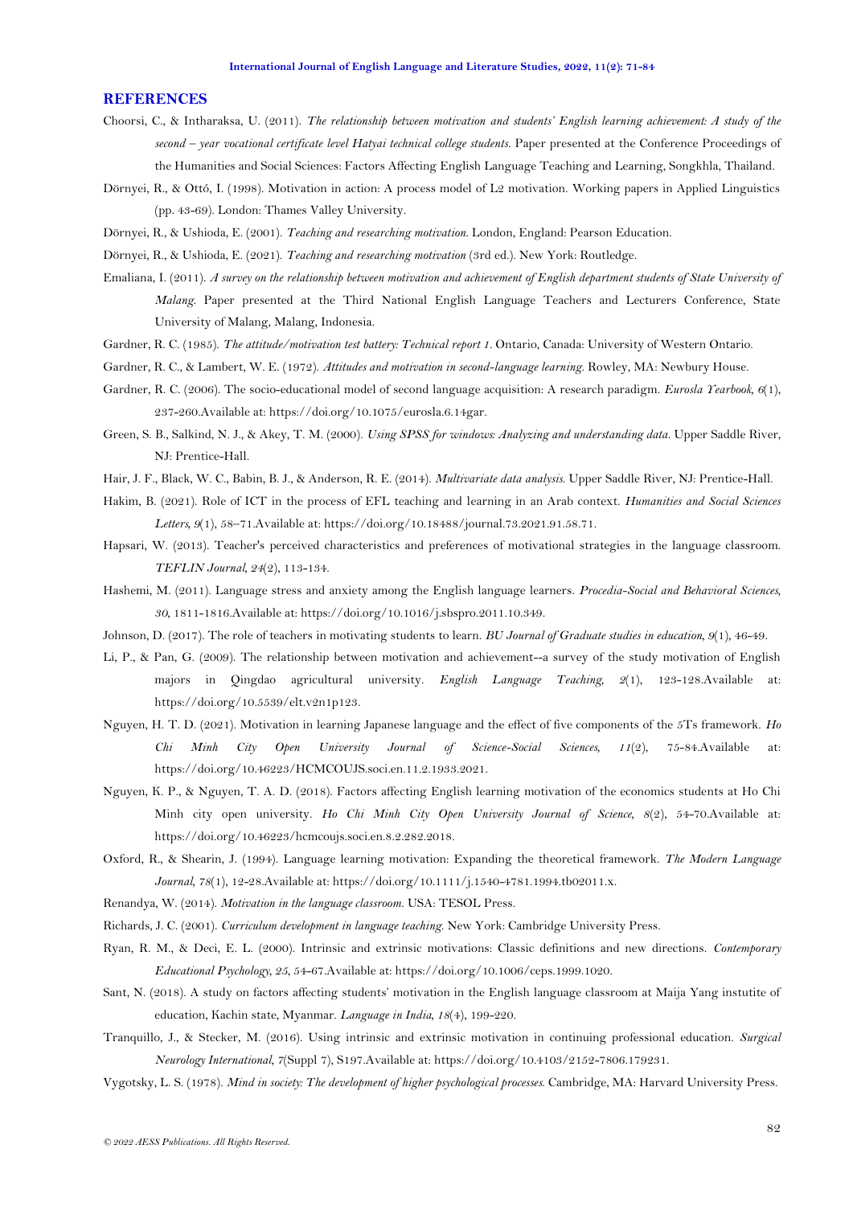## REFERENCES

Choorsi, C., & Intharaksa, U. (2011). *The relationship between motivation and students' English learning achievement: A study of the second – year vocational certificate level Hatyai technical college students.* Paper presented at the Conference Proceedings of the Humanities and Social Sciences: Factors Affecting English Language Teaching and Learning, Songkhla, Thailand.

Dörnyei, R., & Ottó, I. (1998). Motivation in action: A process model of L2 motivation. Working papers in Applied Linguistics (pp. 43-69). London: Thames Valley University.

Dörnyei, R., & Ushioda, E. (2001). *Teaching and researching motivation.* London, England: Pearson Education.

Dörnyei, R., & Ushioda, E. (2021). *Teaching and researching motivation* (3rd ed.). New York: Routledge.

Emaliana, I. (2011). *A survey on the relationship between motivation and achievement of English department students of State University of Malang.* Paper presented at the Third National English Language Teachers and Lecturers Conference, State University of Malang, Malang, Indonesia.

Gardner, R. C. (1985). *The attitude/motivation test battery: Technical report 1.* Ontario, Canada: University of Western Ontario.

Gardner, R. C., & Lambert, W. E. (1972). *Attitudes and motivation in second-language learning.* Rowley, MA: Newbury House.

Gardner, R. C. (2006). The socio-educational model of second language acquisition: A research paradigm. *Eurosla Yearbook*, *6*(1), 237-260.Available at: https://doi.org/10.1075/eurosla.6.14gar.

Green, S. B., Salkind, N. J., & Akey, T. M. (2000). *Using SPSS for windows: Analyzing and understanding data.* Upper Saddle River, NJ: Prentice-Hall.

Hair, J. F., Black, W. C., Babin, B. J., & Anderson, R. E. (2014). *Multivariate data analysis.* Upper Saddle River, NJ: Prentice-Hall.

Hakim, B. (2021). Role of ICT in the process of EFL teaching and learning in an Arab context. *Humanities and Social Sciences Letters*, *9*(1), 58–71.Available at: https://doi.org/10.18488/journal.73.2021.91.58.71.

Hapsari, W. (2013). Teacher's perceived characteristics and preferences of motivational strategies in the language classroom. *TEFLIN Journal*, *24*(2), 113-134.

Hashemi, M. (2011). Language stress and anxiety among the English language learners. *Procedia-Social and Behavioral Sciences*, *30*, 1811-1816.Available at: https://doi.org/10.1016/j.sbspro.2011.10.349.

Johnson, D. (2017). The role of teachers in motivating students to learn. *BU Journal of Graduate studies in education*, *9*(1), 46-49.

Li, P., & Pan, G. (2009). The relationship between motivation and achievement--a survey of the study motivation of English majors in Qingdao agricultural university. *English Language Teaching*, *2*(1), 123-128.Available at: https://doi.org/10.5539/elt.v2n1p123.

Nguyen, H. T. D. (2021). Motivation in learning Japanese language and the effect of five components of the 5Ts framework. *Ho Chi Minh City Open University Journal of Science-Social Sciences*, *11*(2), 75-84.Available at: https://doi.org/10.46223/HCMCOUJS.soci.en.11.2.1933.2021.

Nguyen, K. P., & Nguyen, T. A. D. (2018). Factors affecting English learning motivation of the economics students at Ho Chi Minh city open university. *Ho Chi Minh City Open University Journal of Science*, *8*(2), 54-70.Available at: https://doi.org/10.46223/hcmcoujs.soci.en.8.2.282.2018.

Oxford, R., & Shearin, J. (1994). Language learning motivation: Expanding the theoretical framework. *The Modern Language Journal*, *78*(1), 12-28.Available at: https://doi.org/10.1111/j.1540-4781.1994.tb02011.x.

Renandya, W. (2014). *Motivation in the language classroom.* USA: TESOL Press.

Richards, J. C. (2001). *Curriculum development in language teaching.* New York: Cambridge University Press.

Ryan, R. M., & Deci, E. L. (2000). Intrinsic and extrinsic motivations: Classic definitions and new directions. *Contemporary Educational Psychology*, *25*, 54-67.Available at: https://doi.org/10.1006/ceps.1999.1020.

Sant, N. (2018). A study on factors affecting students' motivation in the English language classroom at Maija Yang instutite of education, Kachin state, Myanmar. *Language in India*, *18*(4), 199-220.

Tranquillo, J., & Stecker, M. (2016). Using intrinsic and extrinsic motivation in continuing professional education. *Surgical Neurology International*, *7*(Suppl 7), S197.Available at: https://doi.org/10.4103/2152-7806.179231.

Vygotsky, L. S. (1978). *Mind in society: The development of higher psychological processes.* Cambridge, MA: Harvard University Press.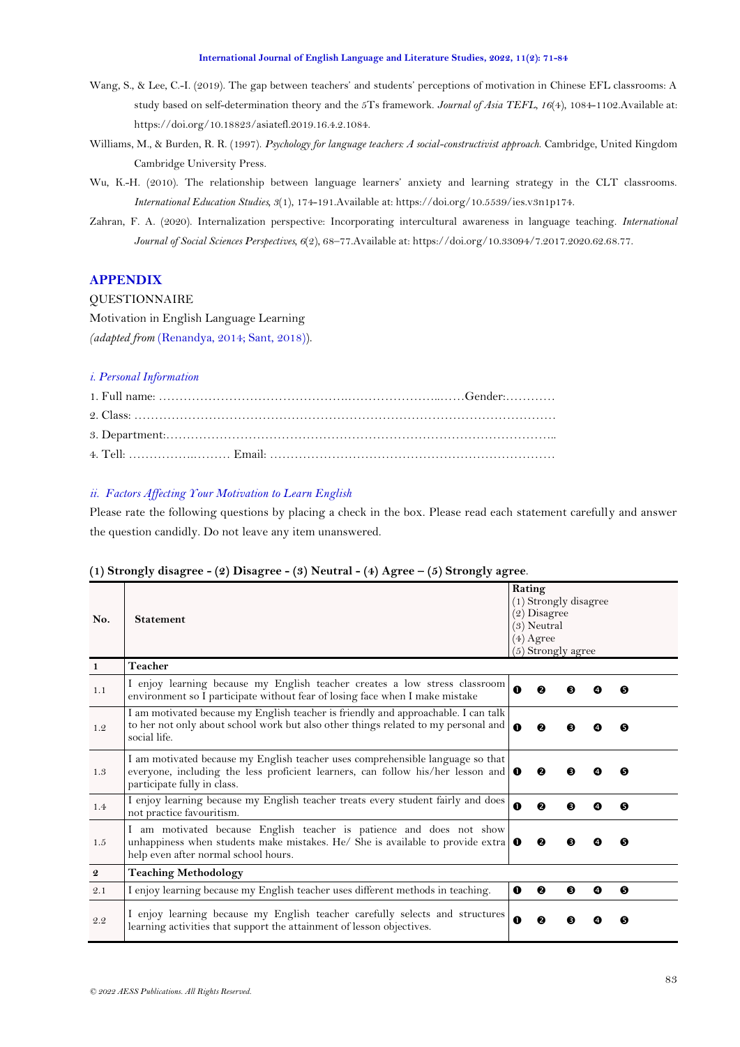Wang, S., & Lee, C.-I. (2019). The gap between teachers' and students' perceptions of motivation in Chinese EFL classrooms: A study based on self-determination theory and the 5Ts framework. *Journal of Asia TEFL, 16*(4), 1084-1102.Available at: https://doi.org/10.18823/asiatefl.2019.16.4.2.1084.

Williams, M., & Burden, R. R. (1997). *Psychology for language teachers: A social-constructivist approach.* Cambridge, United Kingdom Cambridge University Press.

Wu, K.-H. (2010). The relationship between language learners' anxiety and learning strategy in the CLT classrooms. *International Education Studies, 3*(1), 174-191.Available at: https://doi.org/10.5539/ies.v3n1p174.

Zahran, F. A. (2020). Internalization perspective: Incorporating intercultural awareness in language teaching. *International Journal of Social Sciences Perspectives, 6*(2), 68–77.Available at: https://doi.org/10.33094/7.2017.2020.62.68.77.

## APPENDIX

QUESTIONNAIRE

Motivation in English Language Learning

*(adapted from* (Renandya, 2014; Sant, 2018)).

### *i. Personal Information*

1. Full name: ………………………………………….…………………..……Gender:…………
2. Class: ……………………………………………………………………………………………
3. Department:……………………………………………………………………………………..
4. Tell: ……………..……… Email: ……………………………………………………………

### *ii. Factors Affecting Your Motivation to Learn English*

Please rate the following questions by placing a check in the box. Please read each statement carefully and answer the question candidly. Do not leave any item unanswered.

**(1) Strongly disagree - (2) Disagree - (3) Neutral - (4) Agree – (5) Strongly agree**.

| No. | Statement | Rating (1) Strongly disagree (2) Disagree (3) Neutral (4) Agree (5) Strongly agree | | | | |
|---|---|---|---|---|---|---|
| **1** | **Teacher** | | | | | |
| 1.1 | I enjoy learning because my English teacher creates a low stress classroom environment so I participate without fear of losing face when I make mistake | ❶ | ❷ | ❸ | ❹ | ❺ |
| 1.2 | I am motivated because my English teacher is friendly and approachable. I can talk to her not only about school work but also other things related to my personal and social life. | ❶ | ❷ | ❸ | ❹ | ❺ |
| 1.3 | I am motivated because my English teacher uses comprehensible language so that everyone, including the less proficient learners, can follow his/her lesson and participate fully in class. | ❶ | ❷ | ❸ | ❹ | ❺ |
| 1.4 | I enjoy learning because my English teacher treats every student fairly and does not practice favouritism. | ❶ | ❷ | ❸ | ❹ | ❺ |
| 1.5 | I am motivated because English teacher is patience and does not show unhappiness when students make mistakes. He/ She is available to provide extra help even after normal school hours. | ❶ | ❷ | ❸ | ❹ | ❺ |
| **2** | **Teaching Methodology** | | | | | |
| 2.1 | I enjoy learning because my English teacher uses different methods in teaching. | ❶ | ❷ | ❸ | ❹ | ❺ |
| 2.2 | I enjoy learning because my English teacher carefully selects and structures learning activities that support the attainment of lesson objectives. | ❶ | ❷ | ❸ | ❹ | ❺ |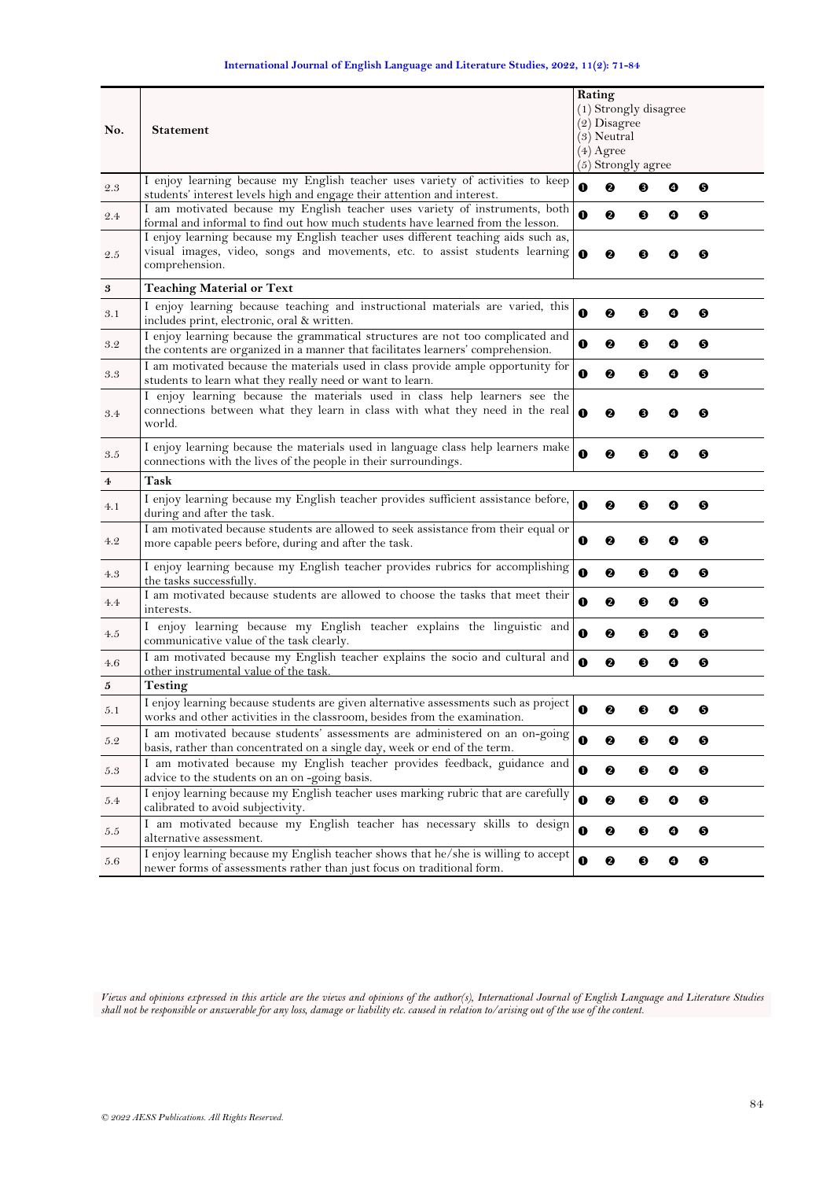| No. | Statement | Rating<br>(1) Strongly disagree<br>(2) Disagree<br>(3) Neutral<br>(4) Agree<br>(5) Strongly agree | | | | |
|---|---|---|---|---|---|---|
| 2.3 | I enjoy learning because my English teacher uses variety of activities to keep students' interest levels high and engage their attention and interest. | ❶ | ❷ | ❸ | ❹ | ❺ |
| 2.4 | I am motivated because my English teacher uses variety of instruments, both formal and informal to find out how much students have learned from the lesson. | ❶ | ❷ | ❸ | ❹ | ❺ |
| 2.5 | I enjoy learning because my English teacher uses different teaching aids such as, visual images, video, songs and movements, etc. to assist students learning comprehension. | ❶ | ❷ | ❸ | ❹ | ❺ |
| **3** | **Teaching Material or Text** | | | | | |
| 3.1 | I enjoy learning because teaching and instructional materials are varied, this includes print, electronic, oral & written. | ❶ | ❷ | ❸ | ❹ | ❺ |
| 3.2 | I enjoy learning because the grammatical structures are not too complicated and the contents are organized in a manner that facilitates learners' comprehension. | ❶ | ❷ | ❸ | ❹ | ❺ |
| 3.3 | I am motivated because the materials used in class provide ample opportunity for students to learn what they really need or want to learn. | ❶ | ❷ | ❸ | ❹ | ❺ |
| 3.4 | I enjoy learning because the materials used in class help learners see the connections between what they learn in class with what they need in the real world. | ❶ | ❷ | ❸ | ❹ | ❺ |
| 3.5 | I enjoy learning because the materials used in language class help learners make connections with the lives of the people in their surroundings. | ❶ | ❷ | ❸ | ❹ | ❺ |
| **4** | **Task** | | | | | |
| 4.1 | I enjoy learning because my English teacher provides sufficient assistance before, during and after the task. | ❶ | ❷ | ❸ | ❹ | ❺ |
| 4.2 | I am motivated because students are allowed to seek assistance from their equal or more capable peers before, during and after the task. | ❶ | ❷ | ❸ | ❹ | ❺ |
| 4.3 | I enjoy learning because my English teacher provides rubrics for accomplishing the tasks successfully. | ❶ | ❷ | ❸ | ❹ | ❺ |
| 4.4 | I am motivated because students are allowed to choose the tasks that meet their interests. | ❶ | ❷ | ❸ | ❹ | ❺ |
| 4.5 | I enjoy learning because my English teacher explains the linguistic and communicative value of the task clearly. | ❶ | ❷ | ❸ | ❹ | ❺ |
| 4.6 | I am motivated because my English teacher explains the socio and cultural and other instrumental value of the task. | ❶ | ❷ | ❸ | ❹ | ❺ |
| **5** | **Testing** | | | | | |
| 5.1 | I enjoy learning because students are given alternative assessments such as project works and other activities in the classroom, besides from the examination. | ❶ | ❷ | ❸ | ❹ | ❺ |
| 5.2 | I am motivated because students' assessments are administered on an on-going basis, rather than concentrated on a single day, week or end of the term. | ❶ | ❷ | ❸ | ❹ | ❺ |
| 5.3 | I am motivated because my English teacher provides feedback, guidance and advice to the students on an on -going basis. | ❶ | ❷ | ❸ | ❹ | ❺ |
| 5.4 | I enjoy learning because my English teacher uses marking rubric that are carefully calibrated to avoid subjectivity. | ❶ | ❷ | ❸ | ❹ | ❺ |
| 5.5 | I am motivated because my English teacher has necessary skills to design alternative assessment. | ❶ | ❷ | ❸ | ❹ | ❺ |
| 5.6 | I enjoy learning because my English teacher shows that he/she is willing to accept newer forms of assessments rather than just focus on traditional form. | ❶ | ❷ | ❸ | ❹ | ❺ |

*Views and opinions expressed in this article are the views and opinions of the author(s), International Journal of English Language and Literature Studies shall not be responsible or answerable for any loss, damage or liability etc. caused in relation to/arising out of the use of the content.*